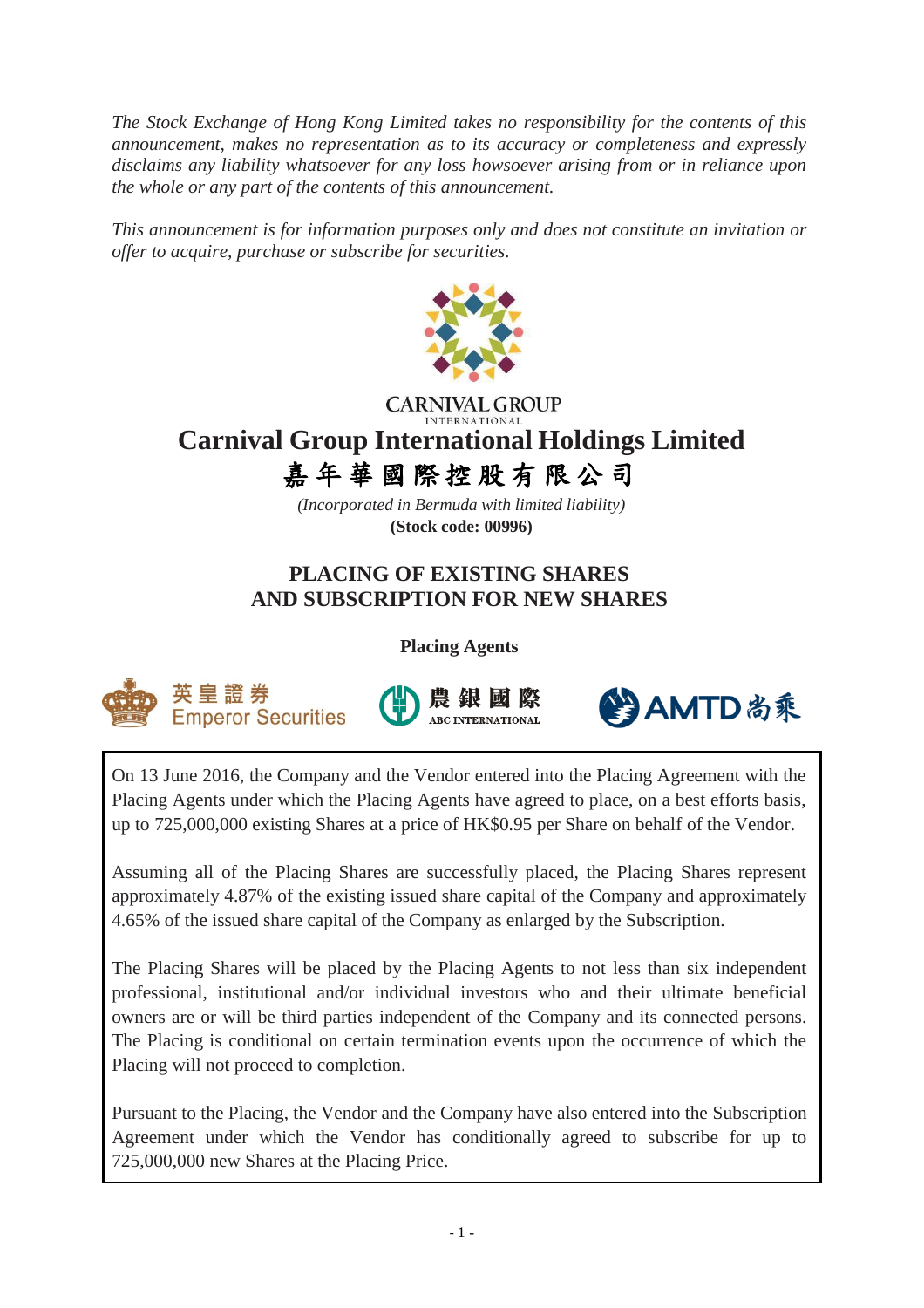*The Stock Exchange of Hong Kong Limited takes no responsibility for the contents of this announcement, makes no representation as to its accuracy or completeness and expressly disclaims any liability whatsoever for any loss howsoever arising from or in reliance upon the whole or any part of the contents of this announcement.*

*This announcement is for information purposes only and does not constitute an invitation or offer to acquire, purchase or subscribe for securities.*

CARNIVAL GROUP
INTERNATIONAL

# Carnival Group International Holdings Limited
# 嘉年華國際控股有限公司

*(Incorporated in Bermuda with limited liability)*
**(Stock code: 00996)**

## PLACING OF EXISTING SHARES AND SUBSCRIPTION FOR NEW SHARES

**Placing Agents**

英皇證券 Emperor Securities　　農銀國際 ABC INTERNATIONAL　　AMTD 尚乘

On 13 June 2016, the Company and the Vendor entered into the Placing Agreement with the Placing Agents under which the Placing Agents have agreed to place, on a best efforts basis, up to 725,000,000 existing Shares at a price of HK$0.95 per Share on behalf of the Vendor.

Assuming all of the Placing Shares are successfully placed, the Placing Shares represent approximately 4.87% of the existing issued share capital of the Company and approximately 4.65% of the issued share capital of the Company as enlarged by the Subscription.

The Placing Shares will be placed by the Placing Agents to not less than six independent professional, institutional and/or individual investors who and their ultimate beneficial owners are or will be third parties independent of the Company and its connected persons. The Placing is conditional on certain termination events upon the occurrence of which the Placing will not proceed to completion.

Pursuant to the Placing, the Vendor and the Company have also entered into the Subscription Agreement under which the Vendor has conditionally agreed to subscribe for up to 725,000,000 new Shares at the Placing Price.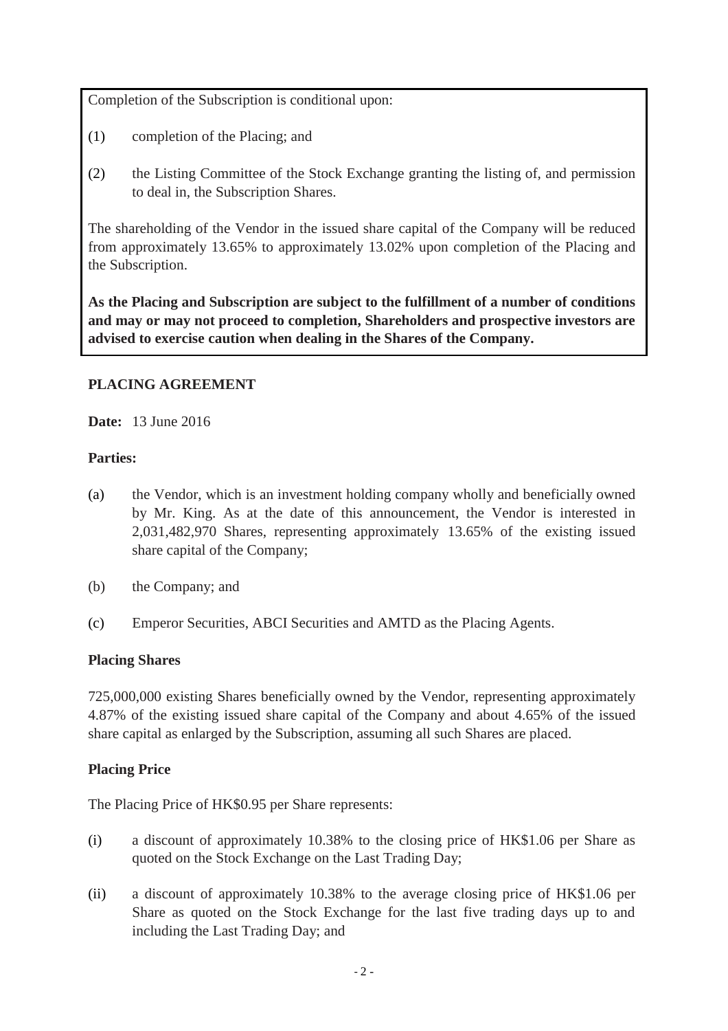Completion of the Subscription is conditional upon:

(1) completion of the Placing; and

(2) the Listing Committee of the Stock Exchange granting the listing of, and permission to deal in, the Subscription Shares.

The shareholding of the Vendor in the issued share capital of the Company will be reduced from approximately 13.65% to approximately 13.02% upon completion of the Placing and the Subscription.

**As the Placing and Subscription are subject to the fulfillment of a number of conditions and may or may not proceed to completion, Shareholders and prospective investors are advised to exercise caution when dealing in the Shares of the Company.**

## PLACING AGREEMENT

**Date:** 13 June 2016

**Parties:**

(a) the Vendor, which is an investment holding company wholly and beneficially owned by Mr. King. As at the date of this announcement, the Vendor is interested in 2,031,482,970 Shares, representing approximately 13.65% of the existing issued share capital of the Company;

(b) the Company; and

(c) Emperor Securities, ABCI Securities and AMTD as the Placing Agents.

**Placing Shares**

725,000,000 existing Shares beneficially owned by the Vendor, representing approximately 4.87% of the existing issued share capital of the Company and about 4.65% of the issued share capital as enlarged by the Subscription, assuming all such Shares are placed.

**Placing Price**

The Placing Price of HK$0.95 per Share represents:

(i) a discount of approximately 10.38% to the closing price of HK$1.06 per Share as quoted on the Stock Exchange on the Last Trading Day;

(ii) a discount of approximately 10.38% to the average closing price of HK$1.06 per Share as quoted on the Stock Exchange for the last five trading days up to and including the Last Trading Day; and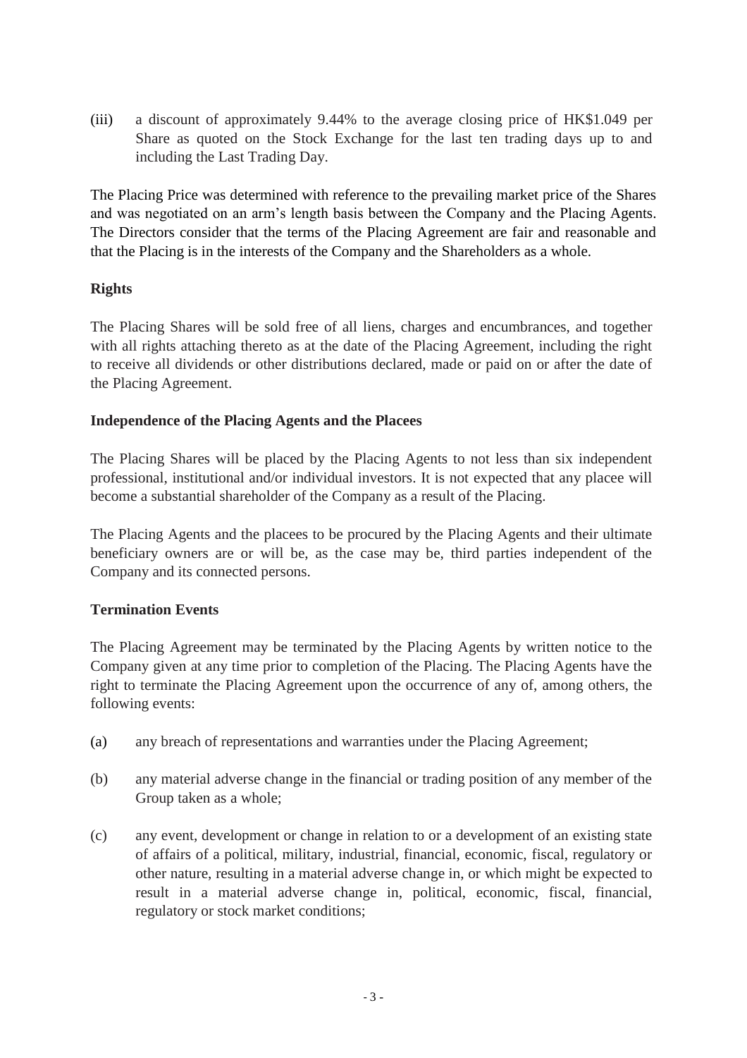(iii) a discount of approximately 9.44% to the average closing price of HK$1.049 per Share as quoted on the Stock Exchange for the last ten trading days up to and including the Last Trading Day.

The Placing Price was determined with reference to the prevailing market price of the Shares and was negotiated on an arm's length basis between the Company and the Placing Agents. The Directors consider that the terms of the Placing Agreement are fair and reasonable and that the Placing is in the interests of the Company and the Shareholders as a whole.

**Rights**

The Placing Shares will be sold free of all liens, charges and encumbrances, and together with all rights attaching thereto as at the date of the Placing Agreement, including the right to receive all dividends or other distributions declared, made or paid on or after the date of the Placing Agreement.

**Independence of the Placing Agents and the Placees**

The Placing Shares will be placed by the Placing Agents to not less than six independent professional, institutional and/or individual investors. It is not expected that any placee will become a substantial shareholder of the Company as a result of the Placing.

The Placing Agents and the placees to be procured by the Placing Agents and their ultimate beneficiary owners are or will be, as the case may be, third parties independent of the Company and its connected persons.

**Termination Events**

The Placing Agreement may be terminated by the Placing Agents by written notice to the Company given at any time prior to completion of the Placing. The Placing Agents have the right to terminate the Placing Agreement upon the occurrence of any of, among others, the following events:

(a) any breach of representations and warranties under the Placing Agreement;

(b) any material adverse change in the financial or trading position of any member of the Group taken as a whole;

(c) any event, development or change in relation to or a development of an existing state of affairs of a political, military, industrial, financial, economic, fiscal, regulatory or other nature, resulting in a material adverse change in, or which might be expected to result in a material adverse change in, political, economic, fiscal, financial, regulatory or stock market conditions;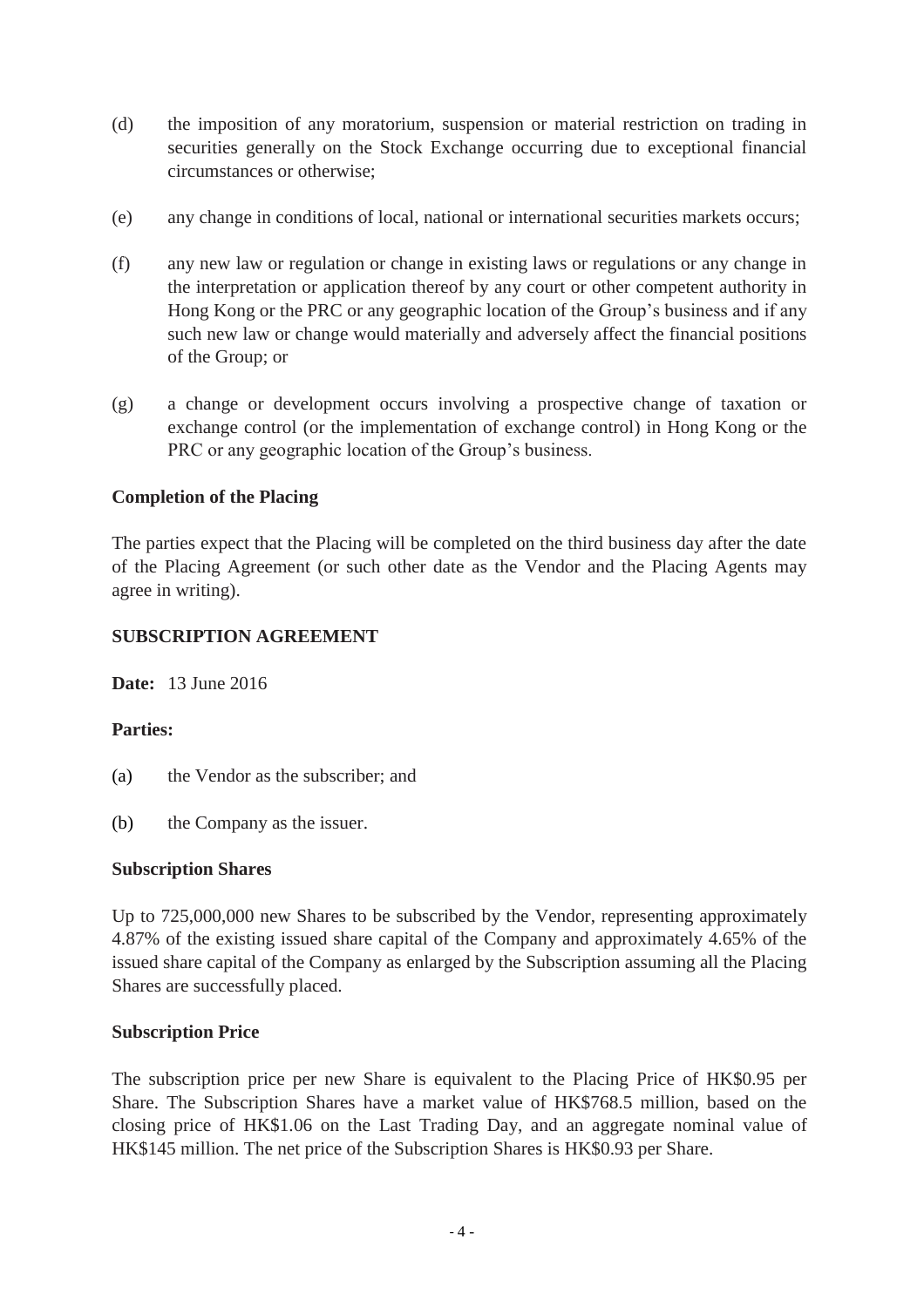(d) the imposition of any moratorium, suspension or material restriction on trading in securities generally on the Stock Exchange occurring due to exceptional financial circumstances or otherwise;

(e) any change in conditions of local, national or international securities markets occurs;

(f) any new law or regulation or change in existing laws or regulations or any change in the interpretation or application thereof by any court or other competent authority in Hong Kong or the PRC or any geographic location of the Group's business and if any such new law or change would materially and adversely affect the financial positions of the Group; or

(g) a change or development occurs involving a prospective change of taxation or exchange control (or the implementation of exchange control) in Hong Kong or the PRC or any geographic location of the Group's business.

**Completion of the Placing**

The parties expect that the Placing will be completed on the third business day after the date of the Placing Agreement (or such other date as the Vendor and the Placing Agents may agree in writing).

**SUBSCRIPTION AGREEMENT**

**Date:** 13 June 2016

**Parties:**

(a) the Vendor as the subscriber; and

(b) the Company as the issuer.

**Subscription Shares**

Up to 725,000,000 new Shares to be subscribed by the Vendor, representing approximately 4.87% of the existing issued share capital of the Company and approximately 4.65% of the issued share capital of the Company as enlarged by the Subscription assuming all the Placing Shares are successfully placed.

**Subscription Price**

The subscription price per new Share is equivalent to the Placing Price of HK$0.95 per Share. The Subscription Shares have a market value of HK$768.5 million, based on the closing price of HK$1.06 on the Last Trading Day, and an aggregate nominal value of HK$145 million. The net price of the Subscription Shares is HK$0.93 per Share.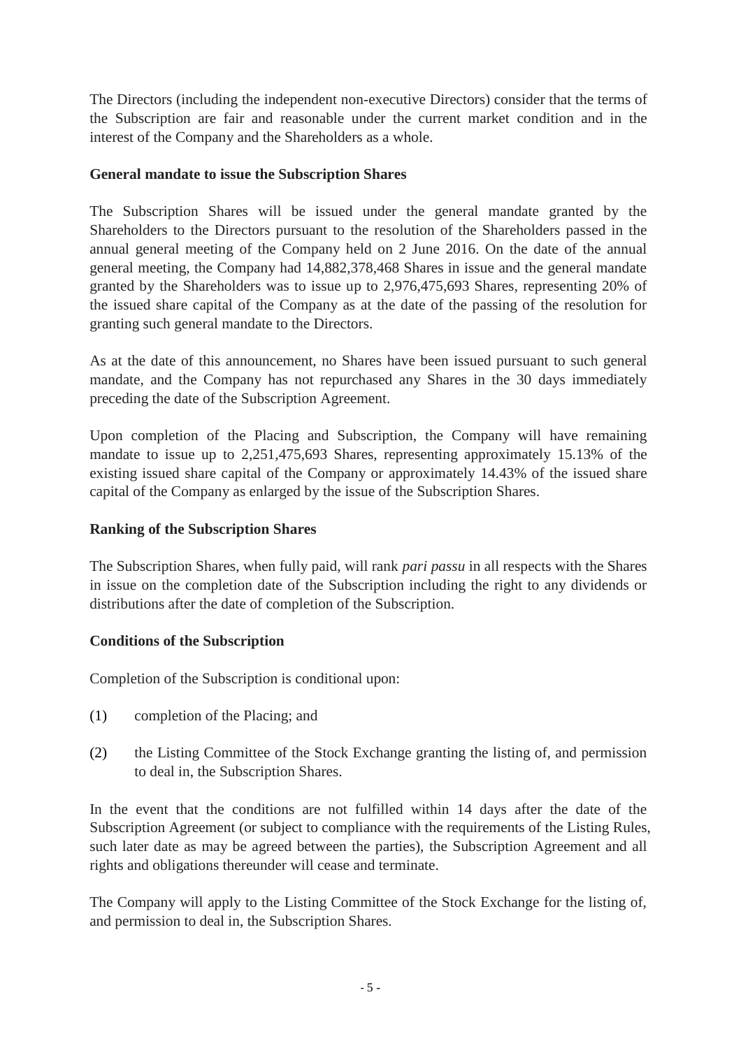The Directors (including the independent non-executive Directors) consider that the terms of the Subscription are fair and reasonable under the current market condition and in the interest of the Company and the Shareholders as a whole.

**General mandate to issue the Subscription Shares**

The Subscription Shares will be issued under the general mandate granted by the Shareholders to the Directors pursuant to the resolution of the Shareholders passed in the annual general meeting of the Company held on 2 June 2016. On the date of the annual general meeting, the Company had 14,882,378,468 Shares in issue and the general mandate granted by the Shareholders was to issue up to 2,976,475,693 Shares, representing 20% of the issued share capital of the Company as at the date of the passing of the resolution for granting such general mandate to the Directors.

As at the date of this announcement, no Shares have been issued pursuant to such general mandate, and the Company has not repurchased any Shares in the 30 days immediately preceding the date of the Subscription Agreement.

Upon completion of the Placing and Subscription, the Company will have remaining mandate to issue up to 2,251,475,693 Shares, representing approximately 15.13% of the existing issued share capital of the Company or approximately 14.43% of the issued share capital of the Company as enlarged by the issue of the Subscription Shares.

**Ranking of the Subscription Shares**

The Subscription Shares, when fully paid, will rank *pari passu* in all respects with the Shares in issue on the completion date of the Subscription including the right to any dividends or distributions after the date of completion of the Subscription.

**Conditions of the Subscription**

Completion of the Subscription is conditional upon:

(1) completion of the Placing; and

(2) the Listing Committee of the Stock Exchange granting the listing of, and permission to deal in, the Subscription Shares.

In the event that the conditions are not fulfilled within 14 days after the date of the Subscription Agreement (or subject to compliance with the requirements of the Listing Rules, such later date as may be agreed between the parties), the Subscription Agreement and all rights and obligations thereunder will cease and terminate.

The Company will apply to the Listing Committee of the Stock Exchange for the listing of, and permission to deal in, the Subscription Shares.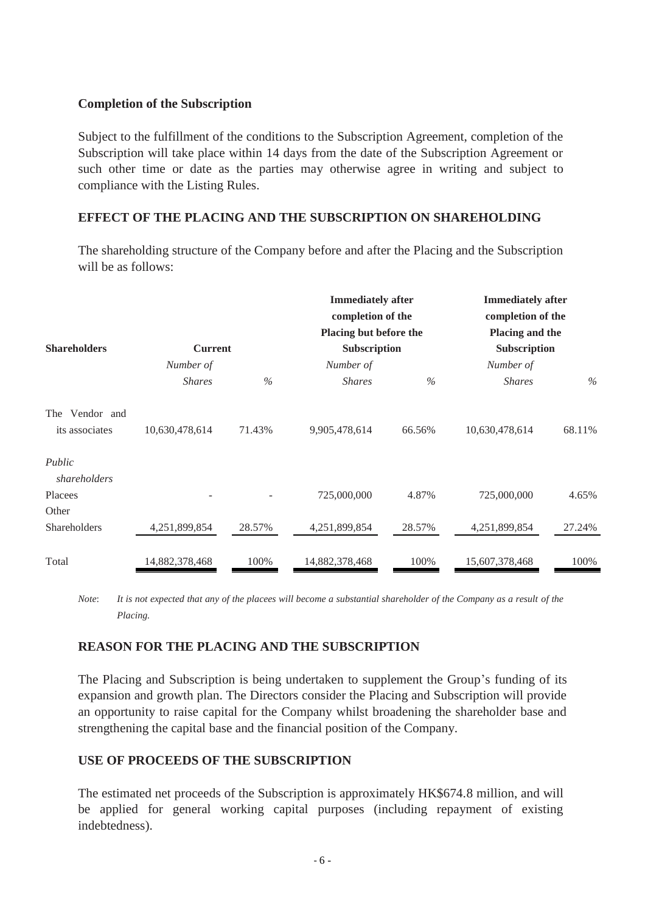**Completion of the Subscription**

Subject to the fulfillment of the conditions to the Subscription Agreement, completion of the Subscription will take place within 14 days from the date of the Subscription Agreement or such other time or date as the parties may otherwise agree in writing and subject to compliance with the Listing Rules.

## EFFECT OF THE PLACING AND THE SUBSCRIPTION ON SHAREHOLDING

The shareholding structure of the Company before and after the Placing and the Subscription will be as follows:

| **Shareholders** | **Current** | | **Immediately after completion of the Placing but before the Subscription** | | **Immediately after completion of the Placing and the Subscription** | |
|---|---|---|---|---|---|---|
| | *Number of Shares* | *%* | *Number of Shares* | *%* | *Number of Shares* | *%* |
| The Vendor and its associates | 10,630,478,614 | 71.43% | 9,905,478,614 | 66.56% | 10,630,478,614 | 68.11% |
| *Public shareholders* | | | | | | |
| Placees | - | - | 725,000,000 | 4.87% | 725,000,000 | 4.65% |
| Other Shareholders | 4,251,899,854 | 28.57% | 4,251,899,854 | 28.57% | 4,251,899,854 | 27.24% |
| Total | 14,882,378,468 | 100% | 14,882,378,468 | 100% | 15,607,378,468 | 100% |

*Note*: *It is not expected that any of the placees will become a substantial shareholder of the Company as a result of the Placing.*

## REASON FOR THE PLACING AND THE SUBSCRIPTION

The Placing and Subscription is being undertaken to supplement the Group's funding of its expansion and growth plan. The Directors consider the Placing and Subscription will provide an opportunity to raise capital for the Company whilst broadening the shareholder base and strengthening the capital base and the financial position of the Company.

## USE OF PROCEEDS OF THE SUBSCRIPTION

The estimated net proceeds of the Subscription is approximately HK$674.8 million, and will be applied for general working capital purposes (including repayment of existing indebtedness).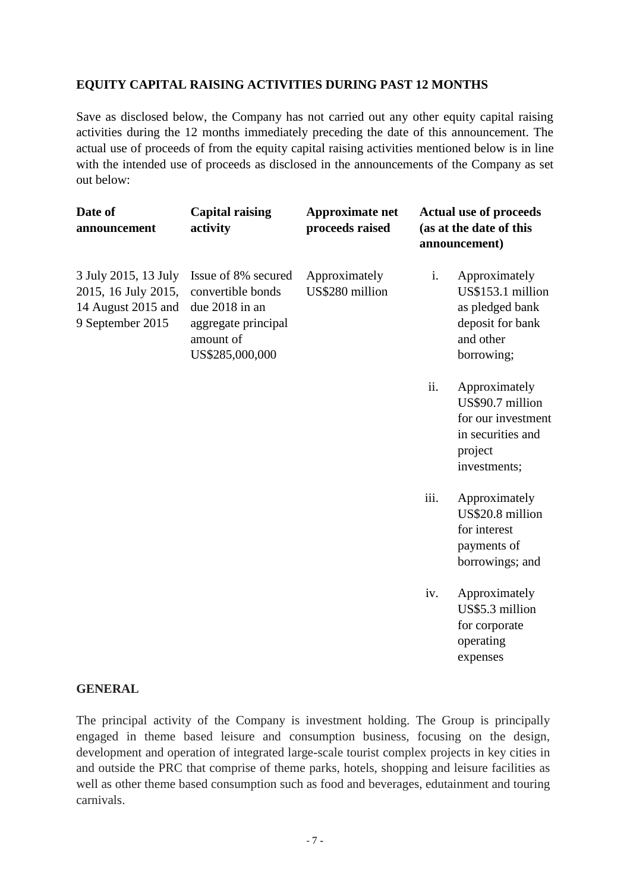## EQUITY CAPITAL RAISING ACTIVITIES DURING PAST 12 MONTHS

Save as disclosed below, the Company has not carried out any other equity capital raising activities during the 12 months immediately preceding the date of this announcement. The actual use of proceeds of from the equity capital raising activities mentioned below is in line with the intended use of proceeds as disclosed in the announcements of the Company as set out below:

| Date of announcement | Capital raising activity | Approximate net proceeds raised | Actual use of proceeds (as at the date of this announcement) |
|---|---|---|---|
| 3 July 2015, 13 July 2015, 16 July 2015, 14 August 2015 and 9 September 2015 | Issue of 8% secured convertible bonds due 2018 in an aggregate principal amount of US$285,000,000 | Approximately US$280 million | i. Approximately US$153.1 million as pledged bank deposit for bank and other borrowing; <br> ii. Approximately US$90.7 million for our investment in securities and project investments; <br> iii. Approximately US$20.8 million for interest payments of borrowings; and <br> iv. Approximately US$5.3 million for corporate operating expenses |

## GENERAL

The principal activity of the Company is investment holding. The Group is principally engaged in theme based leisure and consumption business, focusing on the design, development and operation of integrated large-scale tourist complex projects in key cities in and outside the PRC that comprise of theme parks, hotels, shopping and leisure facilities as well as other theme based consumption such as food and beverages, edutainment and touring carnivals.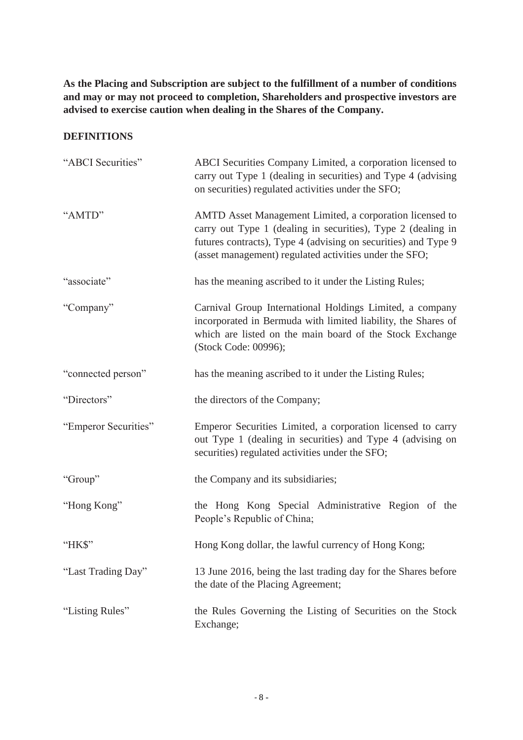**As the Placing and Subscription are subject to the fulfillment of a number of conditions and may or may not proceed to completion, Shareholders and prospective investors are advised to exercise caution when dealing in the Shares of the Company.**

## DEFINITIONS

| | |
|---|---|
| "ABCI Securities" | ABCI Securities Company Limited, a corporation licensed to carry out Type 1 (dealing in securities) and Type 4 (advising on securities) regulated activities under the SFO; |
| "AMTD" | AMTD Asset Management Limited, a corporation licensed to carry out Type 1 (dealing in securities), Type 2 (dealing in futures contracts), Type 4 (advising on securities) and Type 9 (asset management) regulated activities under the SFO; |
| "associate" | has the meaning ascribed to it under the Listing Rules; |
| "Company" | Carnival Group International Holdings Limited, a company incorporated in Bermuda with limited liability, the Shares of which are listed on the main board of the Stock Exchange (Stock Code: 00996); |
| "connected person" | has the meaning ascribed to it under the Listing Rules; |
| "Directors" | the directors of the Company; |
| "Emperor Securities" | Emperor Securities Limited, a corporation licensed to carry out Type 1 (dealing in securities) and Type 4 (advising on securities) regulated activities under the SFO; |
| "Group" | the Company and its subsidiaries; |
| "Hong Kong" | the Hong Kong Special Administrative Region of the People's Republic of China; |
| "HK$" | Hong Kong dollar, the lawful currency of Hong Kong; |
| "Last Trading Day" | 13 June 2016, being the last trading day for the Shares before the date of the Placing Agreement; |
| "Listing Rules" | the Rules Governing the Listing of Securities on the Stock Exchange; |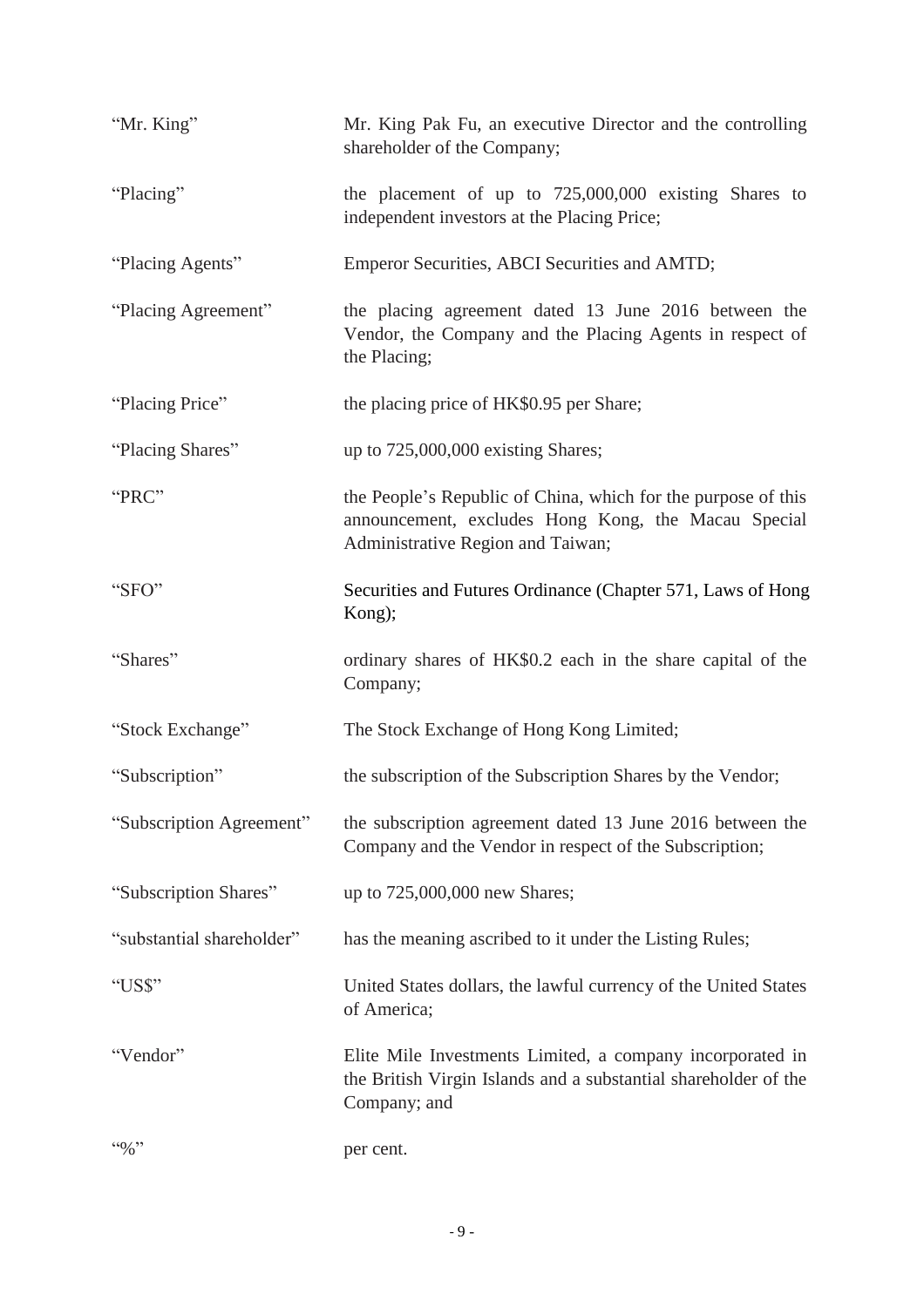| | |
|---|---|
| "Mr. King" | Mr. King Pak Fu, an executive Director and the controlling shareholder of the Company; |
| "Placing" | the placement of up to 725,000,000 existing Shares to independent investors at the Placing Price; |
| "Placing Agents" | Emperor Securities, ABCI Securities and AMTD; |
| "Placing Agreement" | the placing agreement dated 13 June 2016 between the Vendor, the Company and the Placing Agents in respect of the Placing; |
| "Placing Price" | the placing price of HK$0.95 per Share; |
| "Placing Shares" | up to 725,000,000 existing Shares; |
| "PRC" | the People's Republic of China, which for the purpose of this announcement, excludes Hong Kong, the Macau Special Administrative Region and Taiwan; |
| "SFO" | Securities and Futures Ordinance (Chapter 571, Laws of Hong Kong); |
| "Shares" | ordinary shares of HK$0.2 each in the share capital of the Company; |
| "Stock Exchange" | The Stock Exchange of Hong Kong Limited; |
| "Subscription" | the subscription of the Subscription Shares by the Vendor; |
| "Subscription Agreement" | the subscription agreement dated 13 June 2016 between the Company and the Vendor in respect of the Subscription; |
| "Subscription Shares" | up to 725,000,000 new Shares; |
| "substantial shareholder" | has the meaning ascribed to it under the Listing Rules; |
| "US$" | United States dollars, the lawful currency of the United States of America; |
| "Vendor" | Elite Mile Investments Limited, a company incorporated in the British Virgin Islands and a substantial shareholder of the Company; and |
| "%" | per cent. |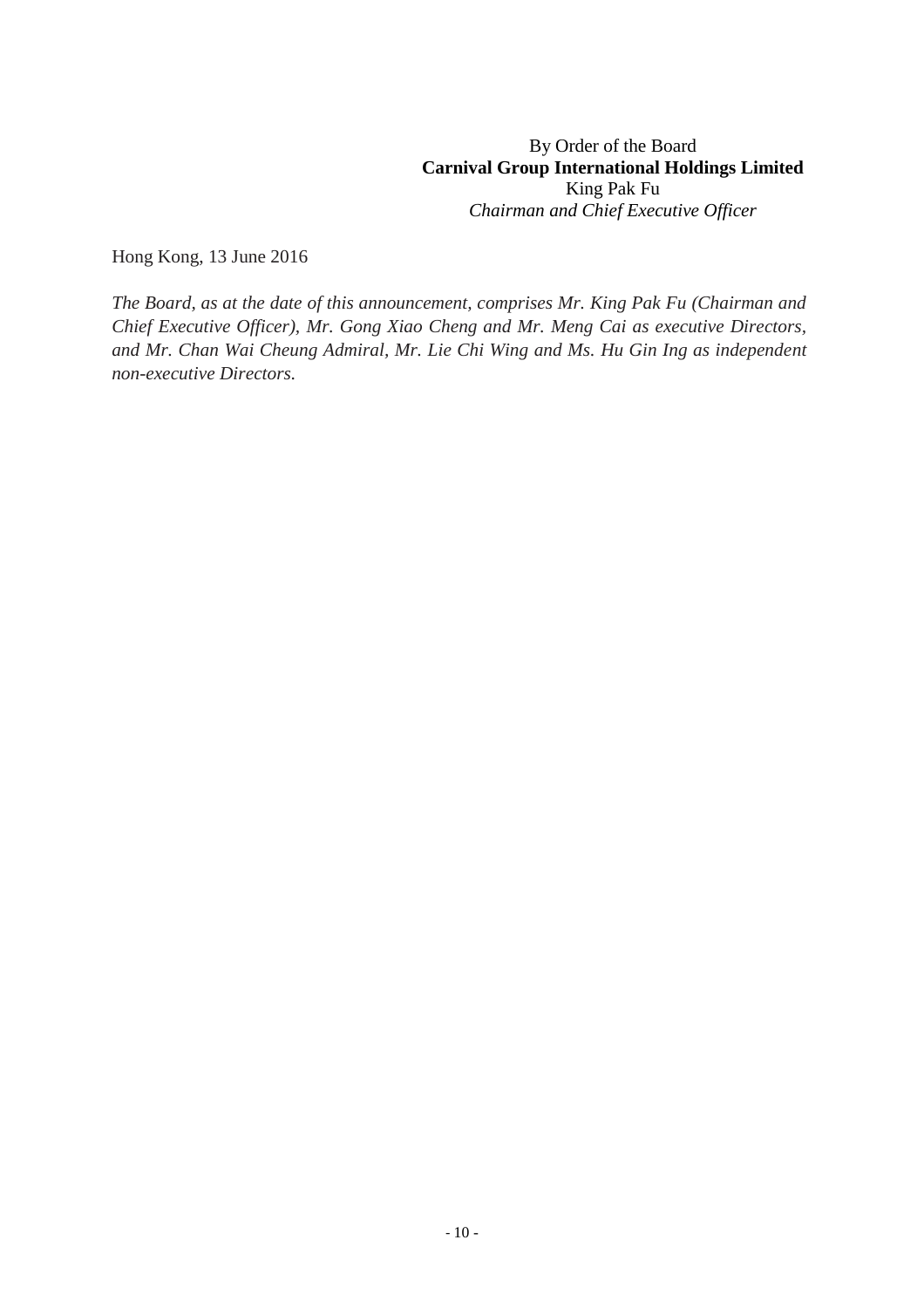By Order of the Board
**Carnival Group International Holdings Limited**
King Pak Fu
*Chairman and Chief Executive Officer*

Hong Kong, 13 June 2016

*The Board, as at the date of this announcement, comprises Mr. King Pak Fu (Chairman and Chief Executive Officer), Mr. Gong Xiao Cheng and Mr. Meng Cai as executive Directors, and Mr. Chan Wai Cheung Admiral, Mr. Lie Chi Wing and Ms. Hu Gin Ing as independent non-executive Directors.*